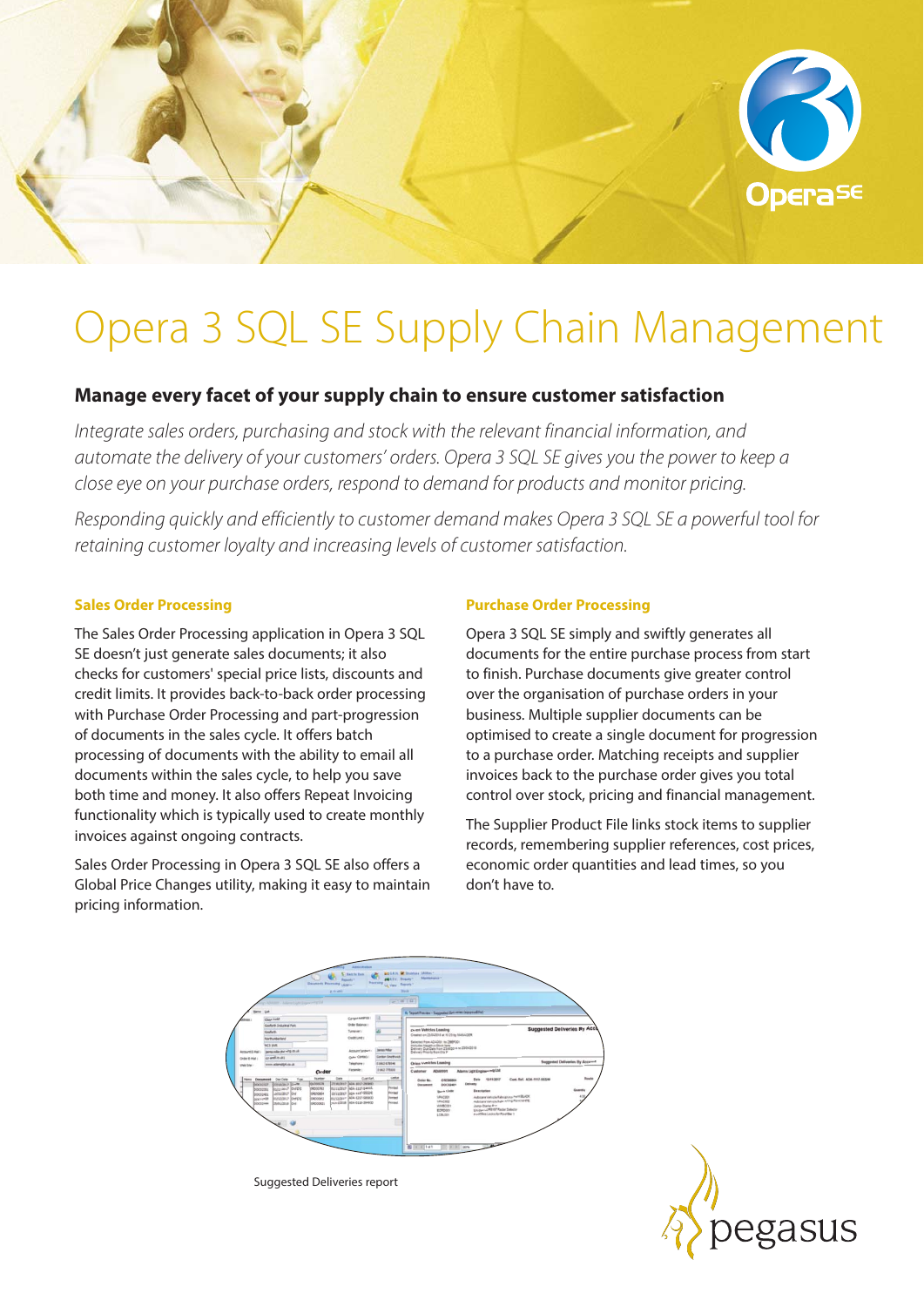# Opera 3 SQL SE Supply Chain Management

## Manage every facet of your supply chain to ensure customer satisfaction

*Integrate sales orders, purchasing and stock with the relevant financial information, and automate the delivery of your customers' orders. Opera 3 SQL SE gives you the power to keep a close eye on your purchase orders, respond to demand for products and monitor pricing.*

*Responding quickly and efficiently to customer demand makes Opera 3 SQL SE a powerful tool for retaining customer loyalty and increasing levels of customer satisfaction.*

### Sales Order Processing

The Sales Order Processing application in Opera 3 SQL SE doesn't just generate sales documents; it also checks for customers' special price lists, discounts and credit limits. It provides back-to-back order processing with Purchase Order Processing and part-progression of documents in the sales cycle. It offers batch processing of documents with the ability to email all documents within the sales cycle, to help you save both time and money. It also offers Repeat Invoicing functionality which is typically used to create monthly invoices against ongoing contracts.

Sales Order Processing in Opera 3 SQL SE also offers a Global Price Changes utility, making it easy to maintain pricing information.

### Purchase Order Processing

Opera 3 SQL SE simply and swiftly generates all documents for the entire purchase process from start to finish. Purchase documents give greater control over the organisation of purchase orders in your business. Multiple supplier documents can be optimised to create a single document for progression to a purchase order. Matching receipts and supplier invoices back to the purchase order gives you total control over stock, pricing and financial management.

The Supplier Product File links stock items to supplier records, remembering supplier references, cost prices, economic order quantities and lead times, so you don't have to.

Suggested Deliveries report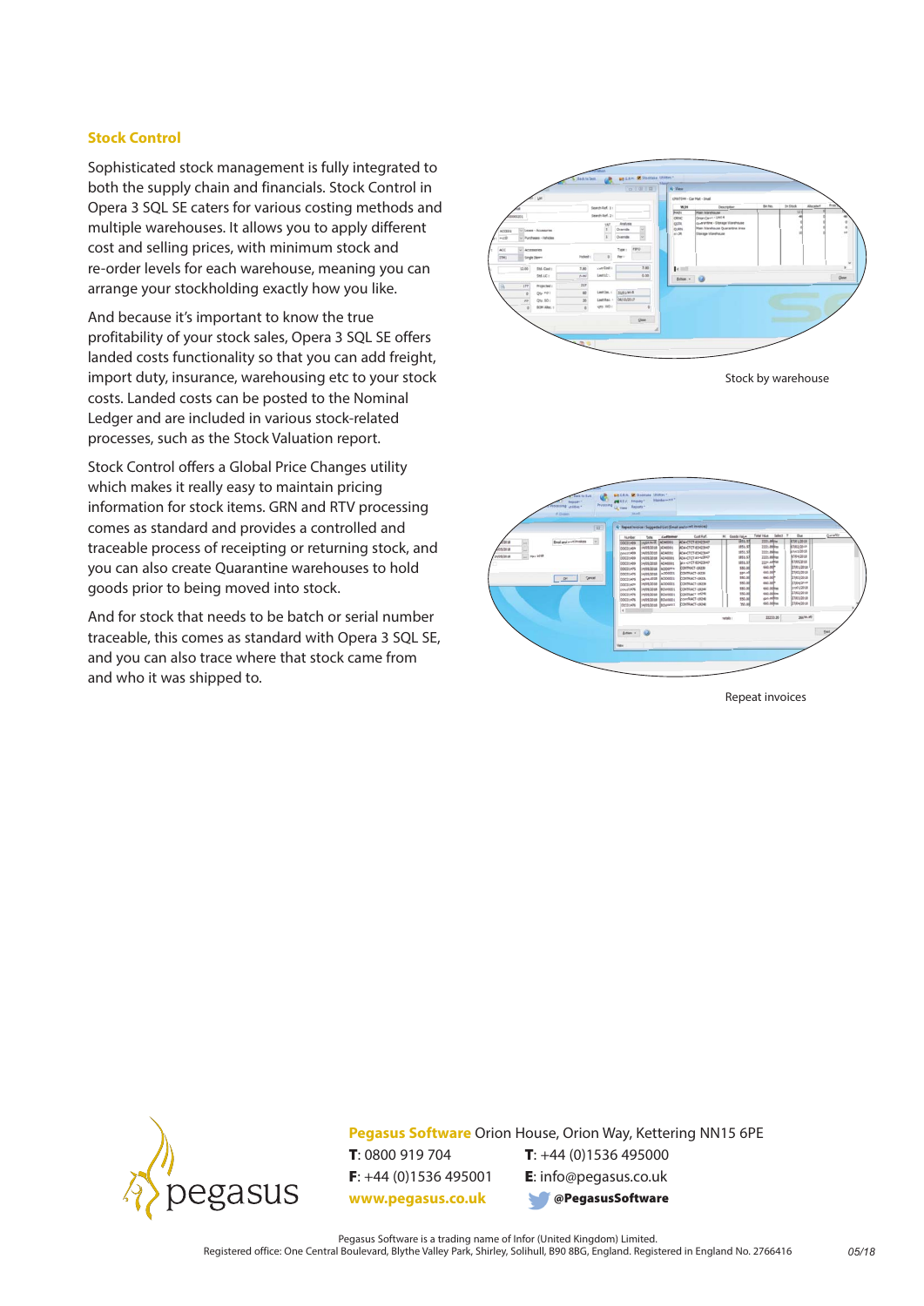## Stock Control

Sophisticated stock management is fully integrated to both the supply chain and financials. Stock Control in Opera 3 SQL SE caters for various costing methods and multiple warehouses. It allows you to apply different cost and selling prices, with minimum stock and re-order levels for each warehouse, meaning you can arrange your stockholding exactly how you like.

And because it's important to know the true profitability of your stock sales, Opera 3 SQL SE offers landed costs functionality so that you can add freight, import duty, insurance, warehousing etc to your stock costs. Landed costs can be posted to the Nominal Ledger and are included in various stock-related processes, such as the Stock Valuation report.

Stock Control offers a Global Price Changes utility which makes it really easy to maintain pricing information for stock items. GRN and RTV processing comes as standard and provides a controlled and traceable process of receipting or returning stock, and you can also create Quarantine warehouses to hold goods prior to being moved into stock.

And for stock that needs to be batch or serial number traceable, this comes as standard with Opera 3 SQL SE, and you can also trace where that stock came from and who it was shipped to.

Stock by warehouse

Repeat invoices

**Pegasus Software** Orion House, Orion Way, Kettering NN15 6PE

**T**: 0800 919 704 **T**: +44 (0)1536 495000

**F**: +44 (0)1536 495001 **E**: info@pegasus.co.uk

**www.pegasus.co.uk** **@PegasusSoftware**

Pegasus Software is a trading name of Infor (United Kingdom) Limited.
Registered office: One Central Boulevard, Blythe Valley Park, Shirley, Solihull, B90 8BG, England. Registered in England No. 2766416

05/18